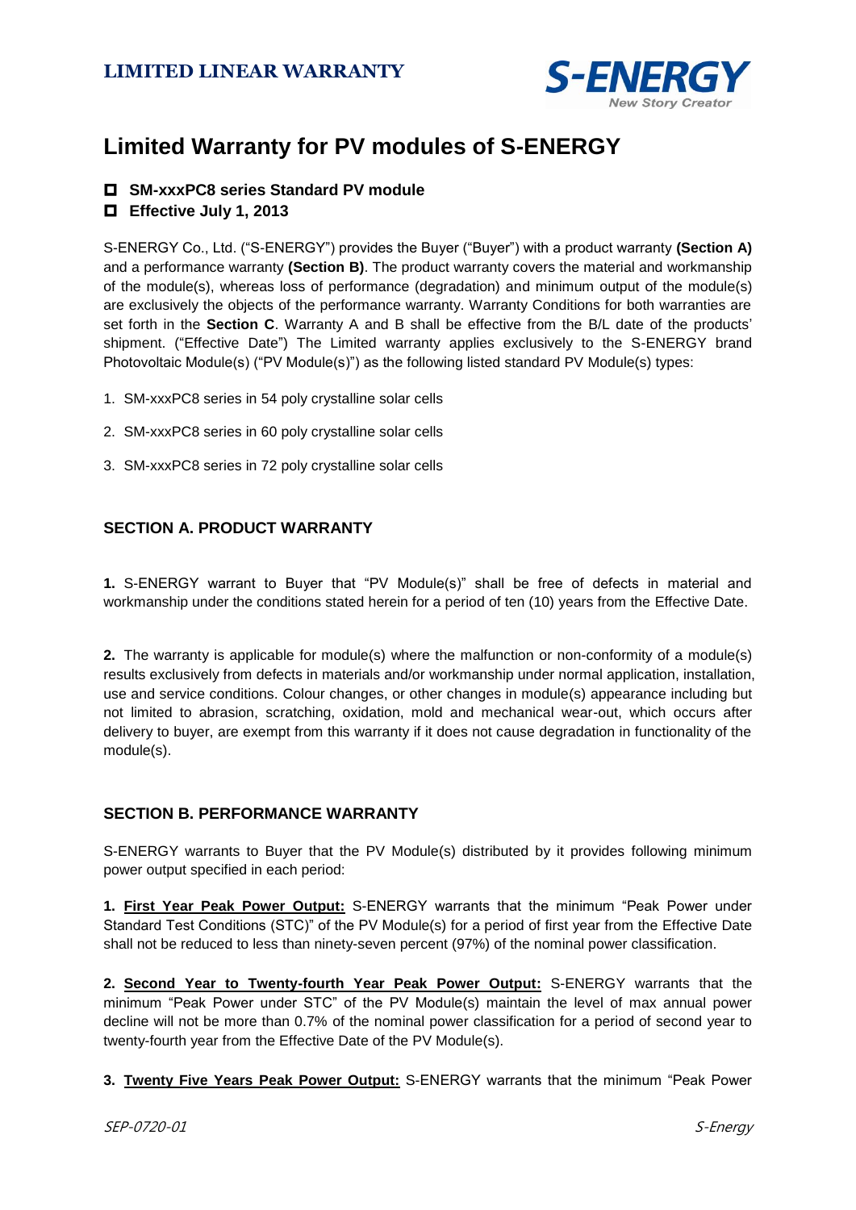# LIMITED LINEAR WARRANTY

S-ENERGY
New Story Creator

## Limited Warranty for PV modules of S-ENERGY

- **SM-xxxPC8 series Standard PV module**
- **Effective July 1, 2013**

S-ENERGY Co., Ltd. ("S-ENERGY") provides the Buyer ("Buyer") with a product warranty **(Section A)** and a performance warranty **(Section B)**. The product warranty covers the material and workmanship of the module(s), whereas loss of performance (degradation) and minimum output of the module(s) are exclusively the objects of the performance warranty. Warranty Conditions for both warranties are set forth in the **Section C**. Warranty A and B shall be effective from the B/L date of the products' shipment. ("Effective Date") The Limited warranty applies exclusively to the S-ENERGY brand Photovoltaic Module(s) ("PV Module(s)") as the following listed standard PV Module(s) types:

1. SM-xxxPC8 series in 54 poly crystalline solar cells
2. SM-xxxPC8 series in 60 poly crystalline solar cells
3. SM-xxxPC8 series in 72 poly crystalline solar cells

### SECTION A. PRODUCT WARRANTY

**1.** S-ENERGY warrant to Buyer that "PV Module(s)" shall be free of defects in material and workmanship under the conditions stated herein for a period of ten (10) years from the Effective Date.

**2.** The warranty is applicable for module(s) where the malfunction or non-conformity of a module(s) results exclusively from defects in materials and/or workmanship under normal application, installation, use and service conditions. Colour changes, or other changes in module(s) appearance including but not limited to abrasion, scratching, oxidation, mold and mechanical wear-out, which occurs after delivery to buyer, are exempt from this warranty if it does not cause degradation in functionality of the module(s).

### SECTION B. PERFORMANCE WARRANTY

S-ENERGY warrants to Buyer that the PV Module(s) distributed by it provides following minimum power output specified in each period:

**1. First Year Peak Power Output:** S-ENERGY warrants that the minimum "Peak Power under Standard Test Conditions (STC)" of the PV Module(s) for a period of first year from the Effective Date shall not be reduced to less than ninety-seven percent (97%) of the nominal power classification.

**2. Second Year to Twenty-fourth Year Peak Power Output:** S-ENERGY warrants that the minimum "Peak Power under STC" of the PV Module(s) maintain the level of max annual power decline will not be more than 0.7% of the nominal power classification for a period of second year to twenty-fourth year from the Effective Date of the PV Module(s).

**3. Twenty Five Years Peak Power Output:** S-ENERGY warrants that the minimum "Peak Power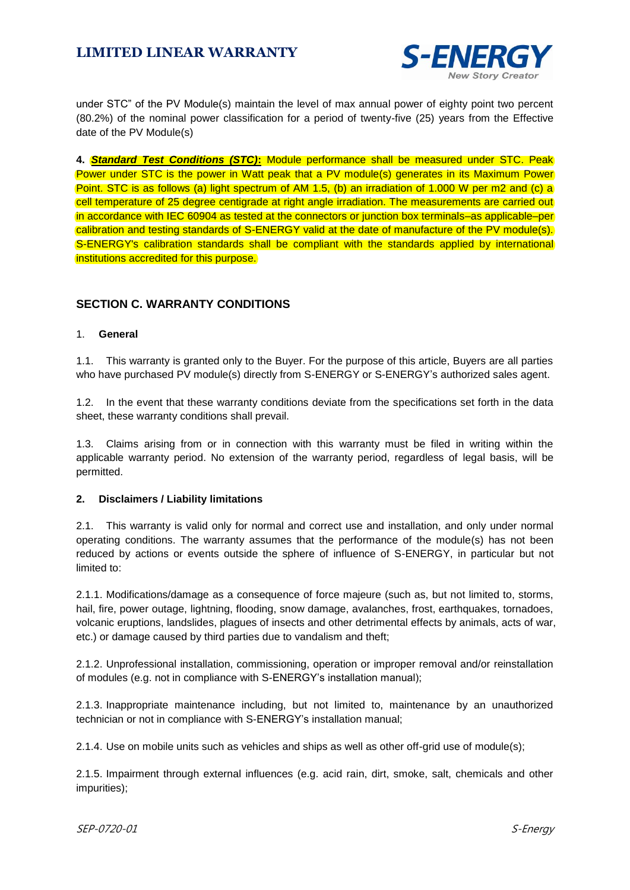under STC" of the PV Module(s) maintain the level of max annual power of eighty point two percent (80.2%) of the nominal power classification for a period of twenty-five (25) years from the Effective date of the PV Module(s)

**4.** ***Standard Test Conditions (STC)*****:** Module performance shall be measured under STC. Peak Power under STC is the power in Watt peak that a PV module(s) generates in its Maximum Power Point. STC is as follows (a) light spectrum of AM 1.5, (b) an irradiation of 1.000 W per m2 and (c) a cell temperature of 25 degree centigrade at right angle irradiation. The measurements are carried out in accordance with IEC 60904 as tested at the connectors or junction box terminals–as applicable–per calibration and testing standards of S-ENERGY valid at the date of manufacture of the PV module(s). S-ENERGY's calibration standards shall be compliant with the standards applied by international institutions accredited for this purpose.

## SECTION C. WARRANTY CONDITIONS

### 1. General

1.1. This warranty is granted only to the Buyer. For the purpose of this article, Buyers are all parties who have purchased PV module(s) directly from S-ENERGY or S-ENERGY's authorized sales agent.

1.2. In the event that these warranty conditions deviate from the specifications set forth in the data sheet, these warranty conditions shall prevail.

1.3. Claims arising from or in connection with this warranty must be filed in writing within the applicable warranty period. No extension of the warranty period, regardless of legal basis, will be permitted.

### 2. Disclaimers / Liability limitations

2.1. This warranty is valid only for normal and correct use and installation, and only under normal operating conditions. The warranty assumes that the performance of the module(s) has not been reduced by actions or events outside the sphere of influence of S-ENERGY, in particular but not limited to:

2.1.1. Modifications/damage as a consequence of force majeure (such as, but not limited to, storms, hail, fire, power outage, lightning, flooding, snow damage, avalanches, frost, earthquakes, tornadoes, volcanic eruptions, landslides, plagues of insects and other detrimental effects by animals, acts of war, etc.) or damage caused by third parties due to vandalism and theft;

2.1.2. Unprofessional installation, commissioning, operation or improper removal and/or reinstallation of modules (e.g. not in compliance with S-ENERGY's installation manual);

2.1.3. Inappropriate maintenance including, but not limited to, maintenance by an unauthorized technician or not in compliance with S-ENERGY's installation manual;

2.1.4. Use on mobile units such as vehicles and ships as well as other off-grid use of module(s);

2.1.5. Impairment through external influences (e.g. acid rain, dirt, smoke, salt, chemicals and other impurities);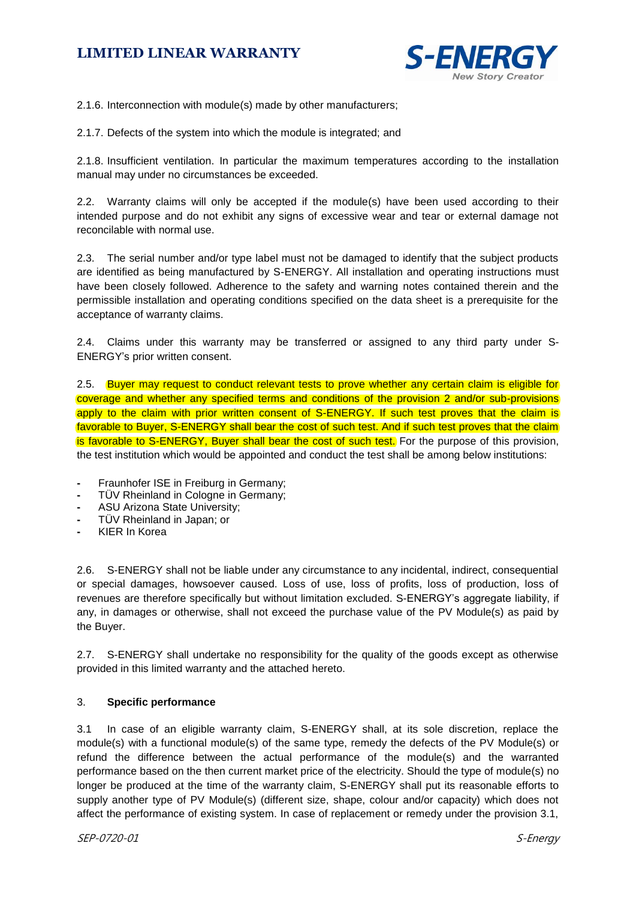2.1.6. Interconnection with module(s) made by other manufacturers;

2.1.7. Defects of the system into which the module is integrated; and

2.1.8. Insufficient ventilation. In particular the maximum temperatures according to the installation manual may under no circumstances be exceeded.

2.2. Warranty claims will only be accepted if the module(s) have been used according to their intended purpose and do not exhibit any signs of excessive wear and tear or external damage not reconcilable with normal use.

2.3. The serial number and/or type label must not be damaged to identify that the subject products are identified as being manufactured by S-ENERGY. All installation and operating instructions must have been closely followed. Adherence to the safety and warning notes contained therein and the permissible installation and operating conditions specified on the data sheet is a prerequisite for the acceptance of warranty claims.

2.4. Claims under this warranty may be transferred or assigned to any third party under S-ENERGY's prior written consent.

2.5. Buyer may request to conduct relevant tests to prove whether any certain claim is eligible for coverage and whether any specified terms and conditions of the provision 2 and/or sub-provisions apply to the claim with prior written consent of S-ENERGY. If such test proves that the claim is favorable to Buyer, S-ENERGY shall bear the cost of such test. And if such test proves that the claim is favorable to S-ENERGY, Buyer shall bear the cost of such test. For the purpose of this provision, the test institution which would be appointed and conduct the test shall be among below institutions:

- Fraunhofer ISE in Freiburg in Germany;
- TÜV Rheinland in Cologne in Germany;
- ASU Arizona State University;
- TÜV Rheinland in Japan; or
- KIER In Korea

2.6. S-ENERGY shall not be liable under any circumstance to any incidental, indirect, consequential or special damages, howsoever caused. Loss of use, loss of profits, loss of production, loss of revenues are therefore specifically but without limitation excluded. S-ENERGY's aggregate liability, if any, in damages or otherwise, shall not exceed the purchase value of the PV Module(s) as paid by the Buyer.

2.7. S-ENERGY shall undertake no responsibility for the quality of the goods except as otherwise provided in this limited warranty and the attached hereto.

3. **Specific performance**

3.1 In case of an eligible warranty claim, S-ENERGY shall, at its sole discretion, replace the module(s) with a functional module(s) of the same type, remedy the defects of the PV Module(s) or refund the difference between the actual performance of the module(s) and the warranted performance based on the then current market price of the electricity. Should the type of module(s) no longer be produced at the time of the warranty claim, S-ENERGY shall put its reasonable efforts to supply another type of PV Module(s) (different size, shape, colour and/or capacity) which does not affect the performance of existing system. In case of replacement or remedy under the provision 3.1,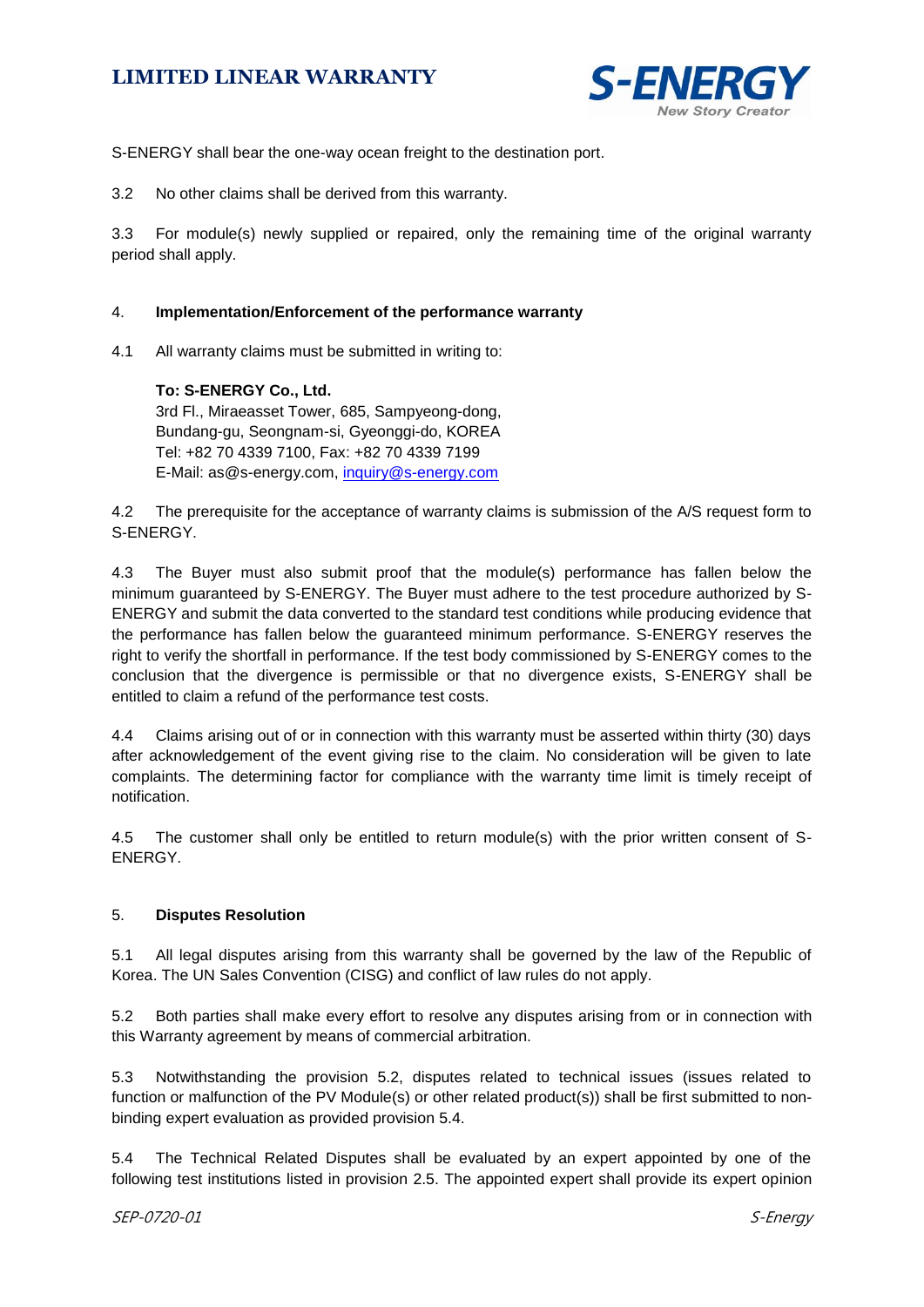S-ENERGY shall bear the one-way ocean freight to the destination port.

3.2 No other claims shall be derived from this warranty.

3.3 For module(s) newly supplied or repaired, only the remaining time of the original warranty period shall apply.

## 4. **Implementation/Enforcement of the performance warranty**

4.1 All warranty claims must be submitted in writing to:

**To: S-ENERGY Co., Ltd.**
3rd Fl., Miraeasset Tower, 685, Sampyeong-dong,
Bundang-gu, Seongnam-si, Gyeonggi-do, KOREA
Tel: +82 70 4339 7100, Fax: +82 70 4339 7199
E-Mail: as@s-energy.com, inquiry@s-energy.com

4.2 The prerequisite for the acceptance of warranty claims is submission of the A/S request form to S-ENERGY.

4.3 The Buyer must also submit proof that the module(s) performance has fallen below the minimum guaranteed by S-ENERGY. The Buyer must adhere to the test procedure authorized by S-ENERGY and submit the data converted to the standard test conditions while producing evidence that the performance has fallen below the guaranteed minimum performance. S-ENERGY reserves the right to verify the shortfall in performance. If the test body commissioned by S-ENERGY comes to the conclusion that the divergence is permissible or that no divergence exists, S-ENERGY shall be entitled to claim a refund of the performance test costs.

4.4 Claims arising out of or in connection with this warranty must be asserted within thirty (30) days after acknowledgement of the event giving rise to the claim. No consideration will be given to late complaints. The determining factor for compliance with the warranty time limit is timely receipt of notification.

4.5 The customer shall only be entitled to return module(s) with the prior written consent of S-ENERGY.

## 5. **Disputes Resolution**

5.1 All legal disputes arising from this warranty shall be governed by the law of the Republic of Korea. The UN Sales Convention (CISG) and conflict of law rules do not apply.

5.2 Both parties shall make every effort to resolve any disputes arising from or in connection with this Warranty agreement by means of commercial arbitration.

5.3 Notwithstanding the provision 5.2, disputes related to technical issues (issues related to function or malfunction of the PV Module(s) or other related product(s)) shall be first submitted to non-binding expert evaluation as provided provision 5.4.

5.4 The Technical Related Disputes shall be evaluated by an expert appointed by one of the following test institutions listed in provision 2.5. The appointed expert shall provide its expert opinion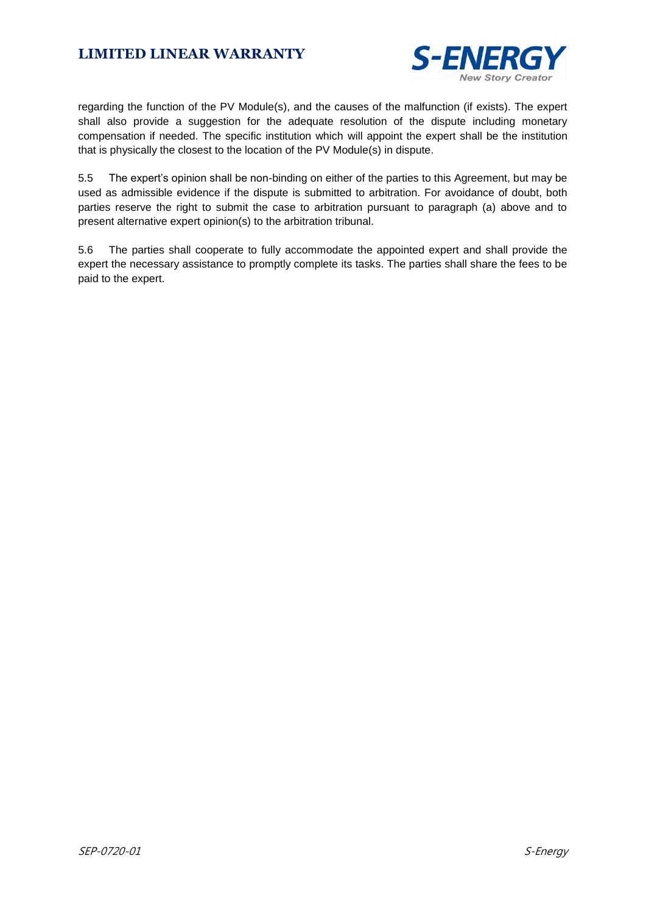regarding the function of the PV Module(s), and the causes of the malfunction (if exists). The expert shall also provide a suggestion for the adequate resolution of the dispute including monetary compensation if needed. The specific institution which will appoint the expert shall be the institution that is physically the closest to the location of the PV Module(s) in dispute.

5.5 The expert's opinion shall be non-binding on either of the parties to this Agreement, but may be used as admissible evidence if the dispute is submitted to arbitration. For avoidance of doubt, both parties reserve the right to submit the case to arbitration pursuant to paragraph (a) above and to present alternative expert opinion(s) to the arbitration tribunal.

5.6 The parties shall cooperate to fully accommodate the appointed expert and shall provide the expert the necessary assistance to promptly complete its tasks. The parties shall share the fees to be paid to the expert.